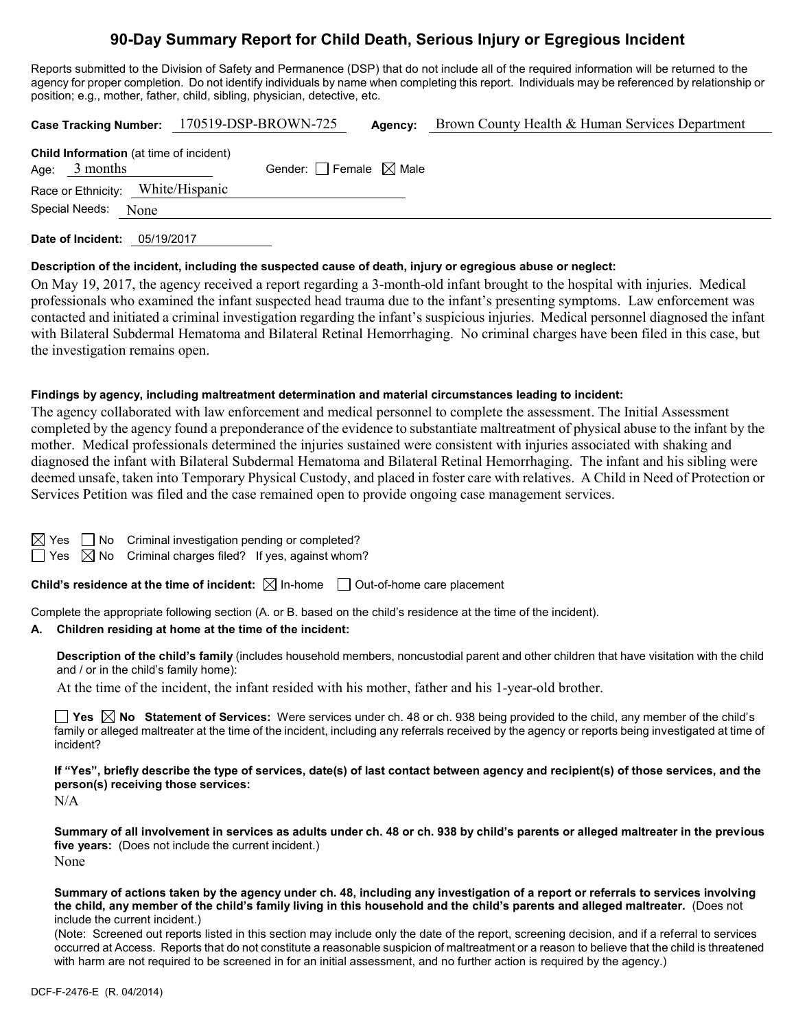# 90-Day Summary Report for Child Death, Serious Injury or Egregious Incident

Reports submitted to the Division of Safety and Permanence (DSP) that do not include all of the required information will be returned to the agency for proper completion. Do not identify individuals by name when completing this report. Individuals may be referenced by relationship or position; e.g., mother, father, child, sibling, physician, detective, etc.

**Case Tracking Number:** 170519-DSP-BROWN-725 **Agency:** Brown County Health & Human Services Department

**Child Information** (at time of incident)
Age: 3 months Gender: ☐ Female ☒ Male
Race or Ethnicity: White/Hispanic
Special Needs: None

**Date of Incident:** 05/19/2017

**Description of the incident, including the suspected cause of death, injury or egregious abuse or neglect:**

On May 19, 2017, the agency received a report regarding a 3-month-old infant brought to the hospital with injuries. Medical professionals who examined the infant suspected head trauma due to the infant's presenting symptoms. Law enforcement was contacted and initiated a criminal investigation regarding the infant's suspicious injuries. Medical personnel diagnosed the infant with Bilateral Subdermal Hematoma and Bilateral Retinal Hemorrhaging. No criminal charges have been filed in this case, but the investigation remains open.

**Findings by agency, including maltreatment determination and material circumstances leading to incident:**

The agency collaborated with law enforcement and medical personnel to complete the assessment. The Initial Assessment completed by the agency found a preponderance of the evidence to substantiate maltreatment of physical abuse to the infant by the mother. Medical professionals determined the injuries sustained were consistent with injuries associated with shaking and diagnosed the infant with Bilateral Subdermal Hematoma and Bilateral Retinal Hemorrhaging. The infant and his sibling were deemed unsafe, taken into Temporary Physical Custody, and placed in foster care with relatives. A Child in Need of Protection or Services Petition was filed and the case remained open to provide ongoing case management services.

☒ Yes ☐ No Criminal investigation pending or completed?
☐ Yes ☒ No Criminal charges filed? If yes, against whom?

**Child's residence at the time of incident:** ☒ In-home ☐ Out-of-home care placement

Complete the appropriate following section (A. or B. based on the child's residence at the time of the incident).

**A. Children residing at home at the time of the incident:**

**Description of the child's family** (includes household members, noncustodial parent and other children that have visitation with the child and / or in the child's family home):

At the time of the incident, the infant resided with his mother, father and his 1-year-old brother.

☐ **Yes** ☒ **No Statement of Services:** Were services under ch. 48 or ch. 938 being provided to the child, any member of the child's family or alleged maltreater at the time of the incident, including any referrals received by the agency or reports being investigated at time of incident?

**If "Yes", briefly describe the type of services, date(s) of last contact between agency and recipient(s) of those services, and the person(s) receiving those services:**

N/A

**Summary of all involvement in services as adults under ch. 48 or ch. 938 by child's parents or alleged maltreater in the previous five years:** (Does not include the current incident.)

None

**Summary of actions taken by the agency under ch. 48, including any investigation of a report or referrals to services involving the child, any member of the child's family living in this household and the child's parents and alleged maltreater.** (Does not include the current incident.)

(Note: Screened out reports listed in this section may include only the date of the report, screening decision, and if a referral to services occurred at Access. Reports that do not constitute a reasonable suspicion of maltreatment or a reason to believe that the child is threatened with harm are not required to be screened in for an initial assessment, and no further action is required by the agency.)

DCF-F-2476-E (R. 04/2014)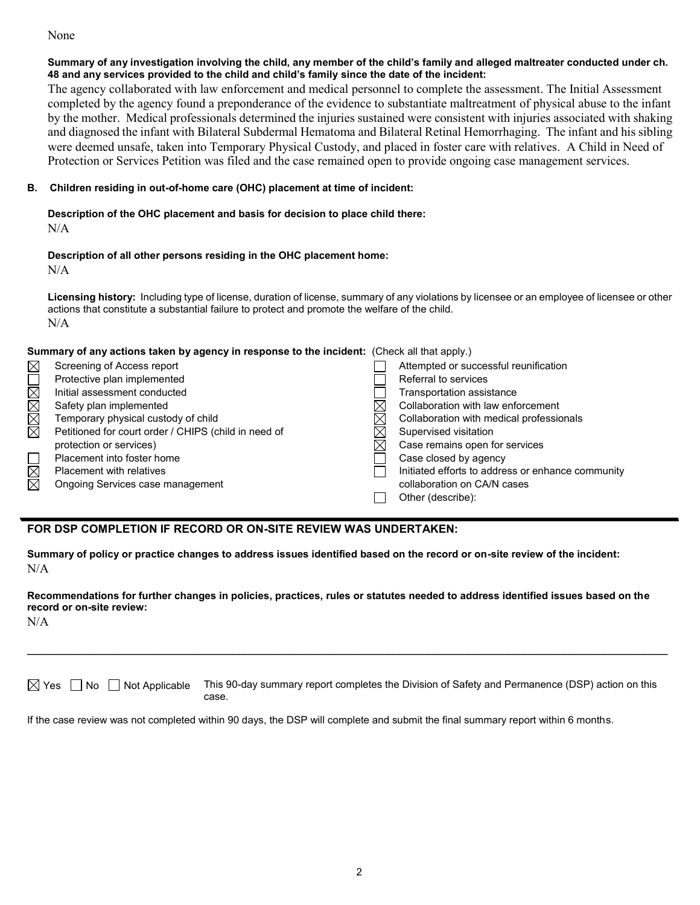None

**Summary of any investigation involving the child, any member of the child's family and alleged maltreater conducted under ch. 48 and any services provided to the child and child's family since the date of the incident:**

The agency collaborated with law enforcement and medical personnel to complete the assessment. The Initial Assessment completed by the agency found a preponderance of the evidence to substantiate maltreatment of physical abuse to the infant by the mother. Medical professionals determined the injuries sustained were consistent with injuries associated with shaking and diagnosed the infant with Bilateral Subdermal Hematoma and Bilateral Retinal Hemorrhaging. The infant and his sibling were deemed unsafe, taken into Temporary Physical Custody, and placed in foster care with relatives. A Child in Need of Protection or Services Petition was filed and the case remained open to provide ongoing case management services.

**B. Children residing in out-of-home care (OHC) placement at time of incident:**

**Description of the OHC placement and basis for decision to place child there:**
N/A

**Description of all other persons residing in the OHC placement home:**
N/A

**Licensing history:** Including type of license, duration of license, summary of any violations by licensee or an employee of licensee or other actions that constitute a substantial failure to protect and promote the welfare of the child.
N/A

**Summary of any actions taken by agency in response to the incident:** (Check all that apply.)

- ☒ Screening of Access report
- ☐ Protective plan implemented
- ☒ Initial assessment conducted
- ☒ Safety plan implemented
- ☒ Temporary physical custody of child
- ☒ Petitioned for court order / CHIPS (child in need of protection or services)
- ☐ Placement into foster home
- ☒ Placement with relatives
- ☒ Ongoing Services case management
- ☐ Attempted or successful reunification
- ☐ Referral to services
- ☐ Transportation assistance
- ☒ Collaboration with law enforcement
- ☒ Collaboration with medical professionals
- ☒ Supervised visitation
- ☒ Case remains open for services
- ☐ Case closed by agency
- ☐ Initiated efforts to address or enhance community collaboration on CA/N cases
- ☐ Other (describe):

---

## FOR DSP COMPLETION IF RECORD OR ON-SITE REVIEW WAS UNDERTAKEN:

**Summary of policy or practice changes to address issues identified based on the record or on-site review of the incident:**
N/A

**Recommendations for further changes in policies, practices, rules or statutes needed to address identified issues based on the record or on-site review:**
N/A

---

☒ Yes ☐ No ☐ Not Applicable This 90-day summary report completes the Division of Safety and Permanence (DSP) action on this case.

If the case review was not completed within 90 days, the DSP will complete and submit the final summary report within 6 months.